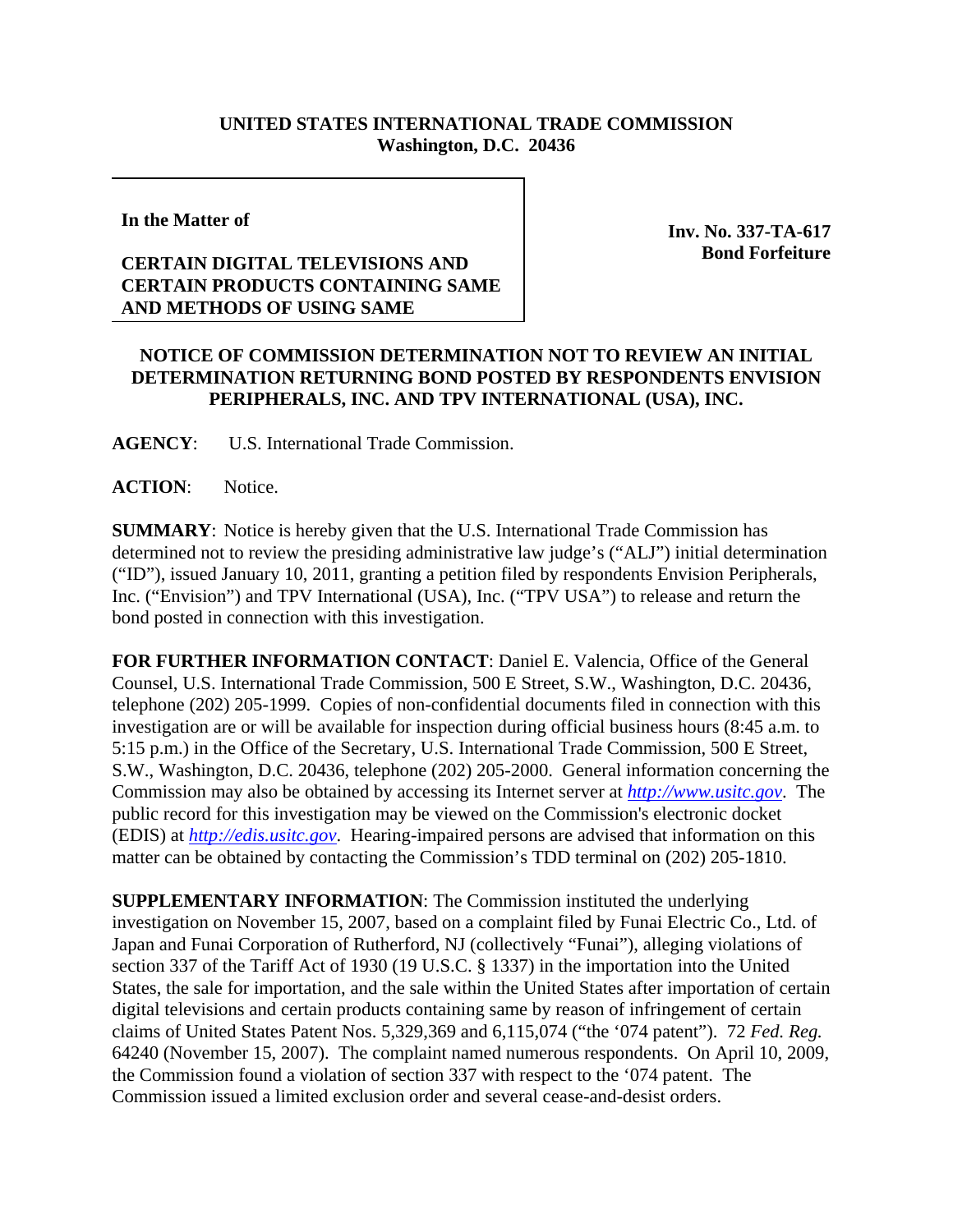**UNITED STATES INTERNATIONAL TRADE COMMISSION**
**Washington, D.C. 20436**

**In the Matter of**

**CERTAIN DIGITAL TELEVISIONS AND CERTAIN PRODUCTS CONTAINING SAME AND METHODS OF USING SAME**

**Inv. No. 337-TA-617**
**Bond Forfeiture**

**NOTICE OF COMMISSION DETERMINATION NOT TO REVIEW AN INITIAL DETERMINATION RETURNING BOND POSTED BY RESPONDENTS ENVISION PERIPHERALS, INC. AND TPV INTERNATIONAL (USA), INC.**

**AGENCY**: U.S. International Trade Commission.

**ACTION**: Notice.

**SUMMARY**: Notice is hereby given that the U.S. International Trade Commission has determined not to review the presiding administrative law judge's ("ALJ") initial determination ("ID"), issued January 10, 2011, granting a petition filed by respondents Envision Peripherals, Inc. ("Envision") and TPV International (USA), Inc. ("TPV USA") to release and return the bond posted in connection with this investigation.

**FOR FURTHER INFORMATION CONTACT**: Daniel E. Valencia, Office of the General Counsel, U.S. International Trade Commission, 500 E Street, S.W., Washington, D.C. 20436, telephone (202) 205-1999. Copies of non-confidential documents filed in connection with this investigation are or will be available for inspection during official business hours (8:45 a.m. to 5:15 p.m.) in the Office of the Secretary, U.S. International Trade Commission, 500 E Street, S.W., Washington, D.C. 20436, telephone (202) 205-2000. General information concerning the Commission may also be obtained by accessing its Internet server at *http://www.usitc.gov*. The public record for this investigation may be viewed on the Commission's electronic docket (EDIS) at *http://edis.usitc.gov*. Hearing-impaired persons are advised that information on this matter can be obtained by contacting the Commission's TDD terminal on (202) 205-1810.

**SUPPLEMENTARY INFORMATION**: The Commission instituted the underlying investigation on November 15, 2007, based on a complaint filed by Funai Electric Co., Ltd. of Japan and Funai Corporation of Rutherford, NJ (collectively "Funai"), alleging violations of section 337 of the Tariff Act of 1930 (19 U.S.C. § 1337) in the importation into the United States, the sale for importation, and the sale within the United States after importation of certain digital televisions and certain products containing same by reason of infringement of certain claims of United States Patent Nos. 5,329,369 and 6,115,074 ("the '074 patent"). 72 *Fed. Reg.* 64240 (November 15, 2007). The complaint named numerous respondents. On April 10, 2009, the Commission found a violation of section 337 with respect to the '074 patent. The Commission issued a limited exclusion order and several cease-and-desist orders.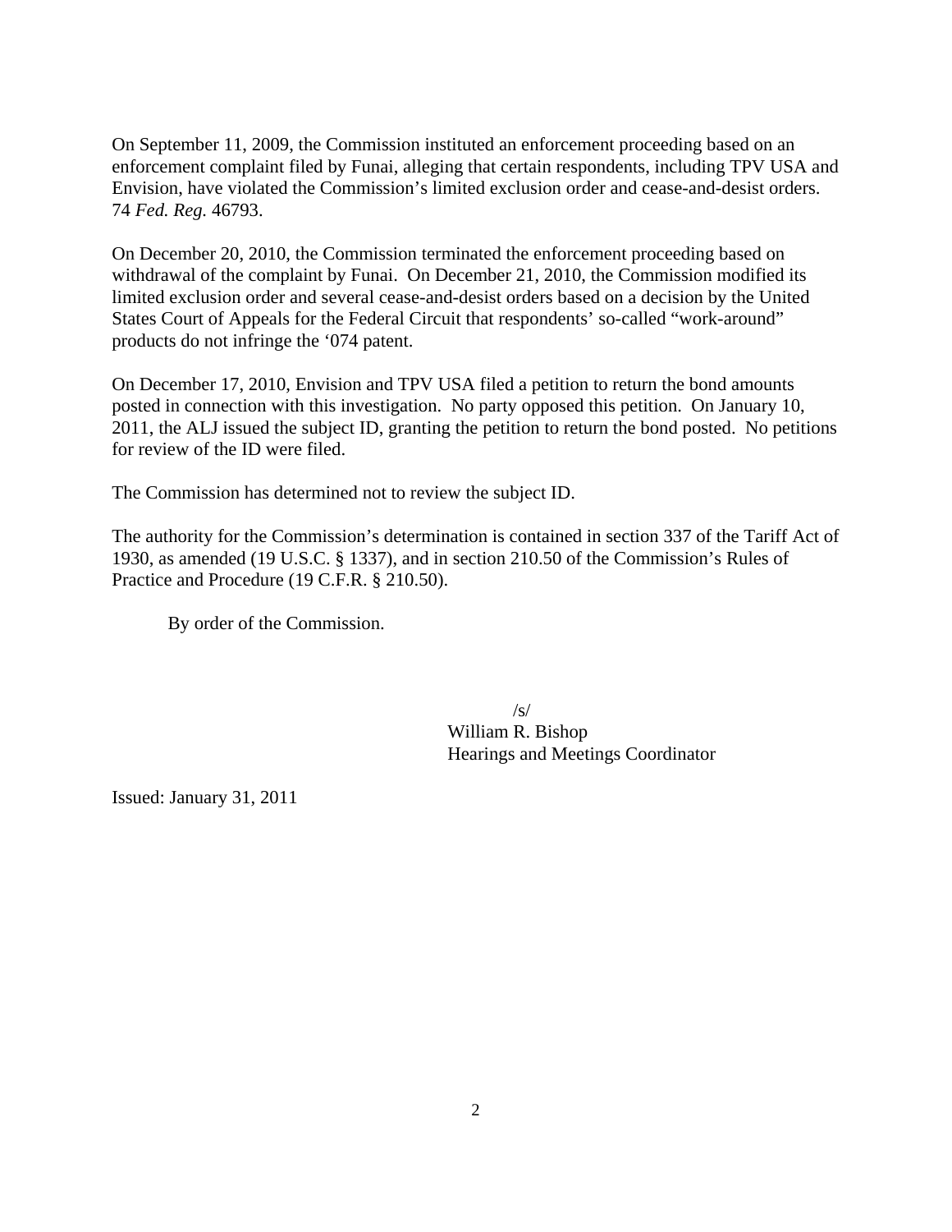On September 11, 2009, the Commission instituted an enforcement proceeding based on an enforcement complaint filed by Funai, alleging that certain respondents, including TPV USA and Envision, have violated the Commission's limited exclusion order and cease-and-desist orders. 74 *Fed. Reg.* 46793.

On December 20, 2010, the Commission terminated the enforcement proceeding based on withdrawal of the complaint by Funai. On December 21, 2010, the Commission modified its limited exclusion order and several cease-and-desist orders based on a decision by the United States Court of Appeals for the Federal Circuit that respondents' so-called "work-around" products do not infringe the '074 patent.

On December 17, 2010, Envision and TPV USA filed a petition to return the bond amounts posted in connection with this investigation. No party opposed this petition. On January 10, 2011, the ALJ issued the subject ID, granting the petition to return the bond posted. No petitions for review of the ID were filed.

The Commission has determined not to review the subject ID.

The authority for the Commission's determination is contained in section 337 of the Tariff Act of 1930, as amended (19 U.S.C. § 1337), and in section 210.50 of the Commission's Rules of Practice and Procedure (19 C.F.R. § 210.50).

By order of the Commission.

/s/
William R. Bishop
Hearings and Meetings Coordinator

Issued: January 31, 2011